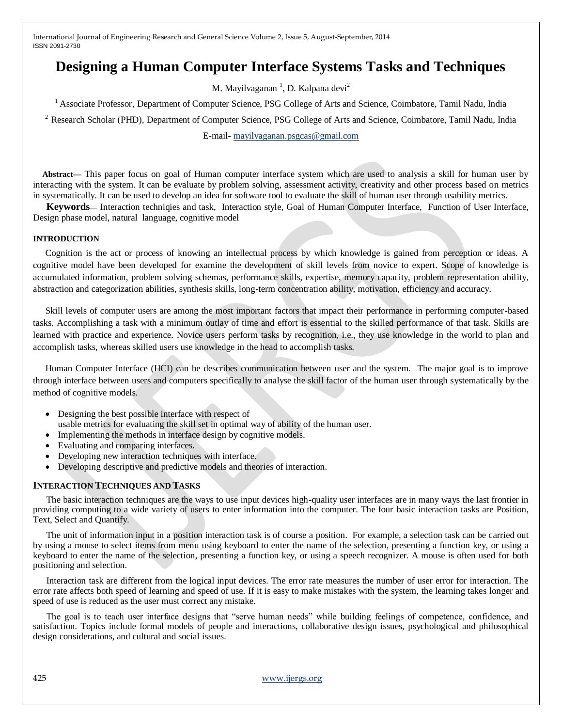# Designing a Human Computer Interface Systems Tasks and Techniques

M. Mayilvaganan [1], D. Kalpana devi[2]

[1] Associate Professor, Department of Computer Science, PSG College of Arts and Science, Coimbatore, Tamil Nadu, India

[2] Research Scholar (PHD), Department of Computer Science, PSG College of Arts and Science, Coimbatore, Tamil Nadu, India

E-mail- mayilvaganan.psgcas@gmail.com

**Abstract**— This paper focus on goal of Human computer interface system which are used to analysis a skill for human user by interacting with the system. It can be evaluate by problem solving, assessment activity, creativity and other process based on metrics in systematically. It can be used to develop an idea for software tool to evaluate the skill of human user through usability metrics.

**Keywords**— Interaction techniqies and task, Interaction style, Goal of Human Computer Interface, Function of User Interface, Design phase model, natural language, cognitive model

## INTRODUCTION

Cognition is the act or process of knowing an intellectual process by which knowledge is gained from perception or ideas. A cognitive model have been developed for examine the development of skill levels from novice to expert. Scope of knowledge is accumulated information, problem solving schemas, performance skills, expertise, memory capacity, problem representation ability, abstraction and categorization abilities, synthesis skills, long-term concentration ability, motivation, efficiency and accuracy.

Skill levels of computer users are among the most important factors that impact their performance in performing computer-based tasks. Accomplishing a task with a minimum outlay of time and effort is essential to the skilled performance of that task. Skills are learned with practice and experience. Novice users perform tasks by recognition, i.e., they use knowledge in the world to plan and accomplish tasks, whereas skilled users use knowledge in the head to accomplish tasks.

Human Computer Interface (HCI) can be describes communication between user and the system. The major goal is to improve through interface between users and computers specifically to analyse the skill factor of the human user through systematically by the method of cognitive models.

- Designing the best possible interface with respect of usable metrics for evaluating the skill set in optimal way of ability of the human user.
- Implementing the methods in interface design by cognitive models.
- Evaluating and comparing interfaces.
- Developing new interaction techniques with interface.
- Developing descriptive and predictive models and theories of interaction.

## INTERACTION TECHNIQUES AND TASKS

The basic interaction techniques are the ways to use input devices high-quality user interfaces are in many ways the last frontier in providing computing to a wide variety of users to enter information into the computer. The four basic interaction tasks are Position, Text, Select and Quantify.

The unit of information input in a position interaction task is of course a position. For example, a selection task can be carried out by using a mouse to select items from menu using keyboard to enter the name of the selection, presenting a function key, or using a keyboard to enter the name of the selection, presenting a function key, or using a speech recognizer. A mouse is often used for both positioning and selection.

Interaction task are different from the logical input devices. The error rate measures the number of user error for interaction. The error rate affects both speed of learning and speed of use. If it is easy to make mistakes with the system, the learning takes longer and speed of use is reduced as the user must correct any mistake.

The goal is to teach user interface designs that "serve human needs" while building feelings of competence, confidence, and satisfaction. Topics include formal models of people and interactions, collaborative design issues, psychological and philosophical design considerations, and cultural and social issues.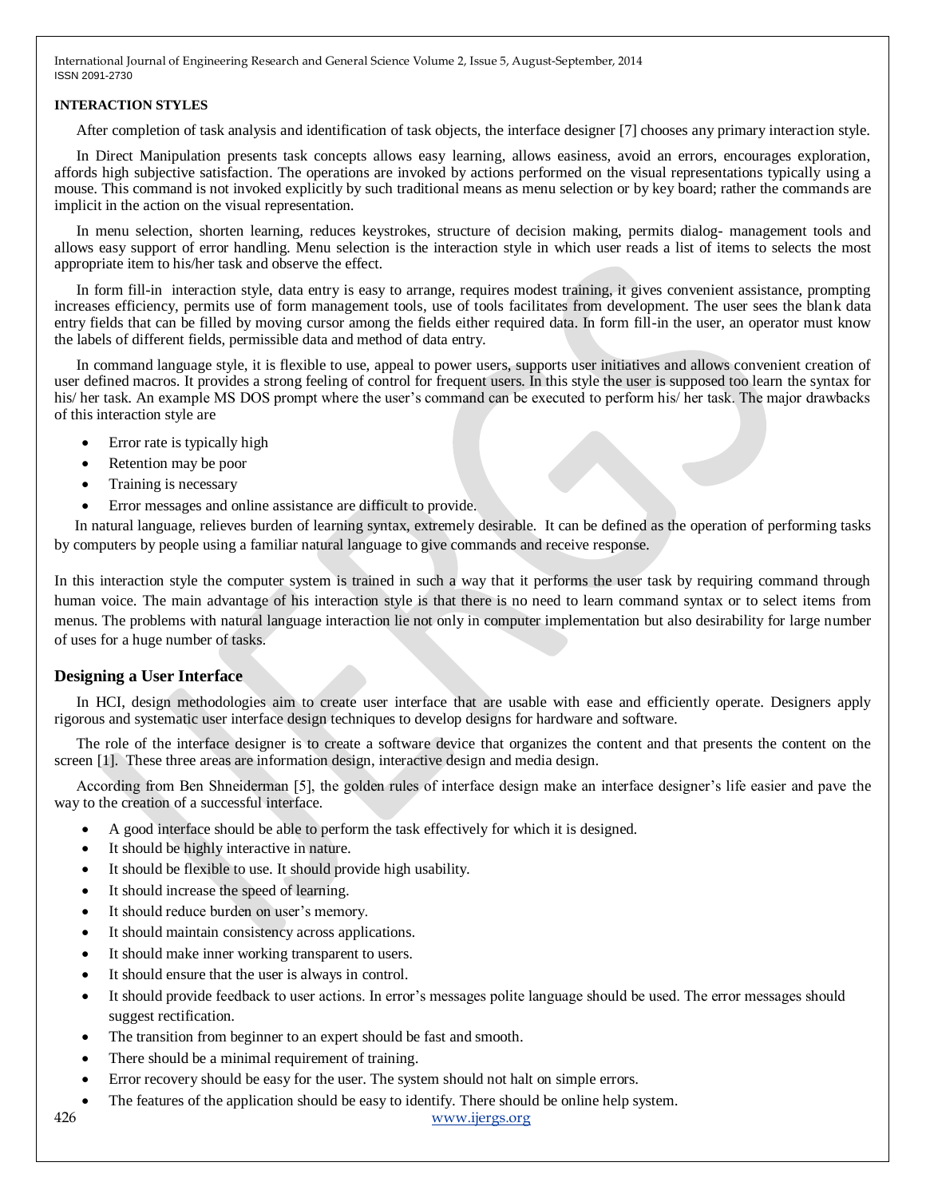**INTERACTION STYLES**

After completion of task analysis and identification of task objects, the interface designer [7] chooses any primary interaction style.

In Direct Manipulation presents task concepts allows easy learning, allows easiness, avoid an errors, encourages exploration, affords high subjective satisfaction. The operations are invoked by actions performed on the visual representations typically using a mouse. This command is not invoked explicitly by such traditional means as menu selection or by key board; rather the commands are implicit in the action on the visual representation.

In menu selection, shorten learning, reduces keystrokes, structure of decision making, permits dialog- management tools and allows easy support of error handling. Menu selection is the interaction style in which user reads a list of items to selects the most appropriate item to his/her task and observe the effect.

In form fill-in interaction style, data entry is easy to arrange, requires modest training, it gives convenient assistance, prompting increases efficiency, permits use of form management tools, use of tools facilitates from development. The user sees the blank data entry fields that can be filled by moving cursor among the fields either required data. In form fill-in the user, an operator must know the labels of different fields, permissible data and method of data entry.

In command language style, it is flexible to use, appeal to power users, supports user initiatives and allows convenient creation of user defined macros. It provides a strong feeling of control for frequent users. In this style the user is supposed too learn the syntax for his/ her task. An example MS DOS prompt where the user's command can be executed to perform his/ her task. The major drawbacks of this interaction style are

- Error rate is typically high
- Retention may be poor
- Training is necessary
- Error messages and online assistance are difficult to provide.

In natural language, relieves burden of learning syntax, extremely desirable. It can be defined as the operation of performing tasks by computers by people using a familiar natural language to give commands and receive response.

In this interaction style the computer system is trained in such a way that it performs the user task by requiring command through human voice. The main advantage of his interaction style is that there is no need to learn command syntax or to select items from menus. The problems with natural language interaction lie not only in computer implementation but also desirability for large number of uses for a huge number of tasks.

## Designing a User Interface

In HCI, design methodologies aim to create user interface that are usable with ease and efficiently operate. Designers apply rigorous and systematic user interface design techniques to develop designs for hardware and software.

The role of the interface designer is to create a software device that organizes the content and that presents the content on the screen [1]. These three areas are information design, interactive design and media design.

According from Ben Shneiderman [5], the golden rules of interface design make an interface designer's life easier and pave the way to the creation of a successful interface.

- A good interface should be able to perform the task effectively for which it is designed.
- It should be highly interactive in nature.
- It should be flexible to use. It should provide high usability.
- It should increase the speed of learning.
- It should reduce burden on user's memory.
- It should maintain consistency across applications.
- It should make inner working transparent to users.
- It should ensure that the user is always in control.
- It should provide feedback to user actions. In error's messages polite language should be used. The error messages should suggest rectification.
- The transition from beginner to an expert should be fast and smooth.
- There should be a minimal requirement of training.
- Error recovery should be easy for the user. The system should not halt on simple errors.
- The features of the application should be easy to identify. There should be online help system.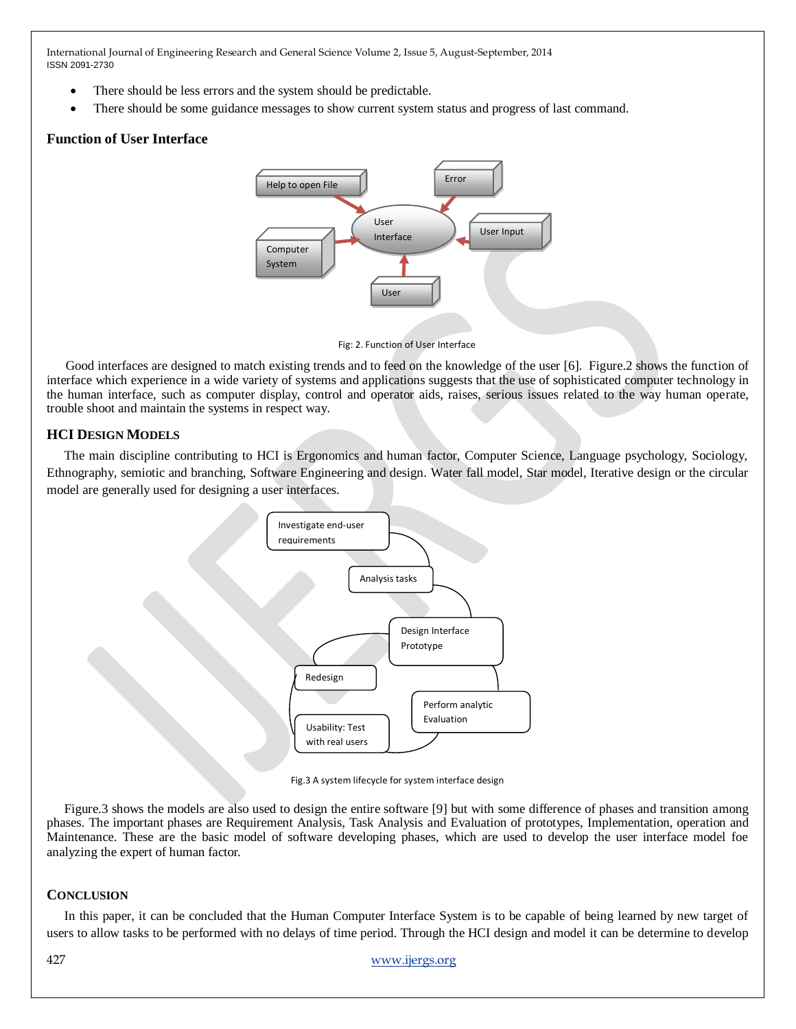- There should be less errors and the system should be predictable.
- There should be some guidance messages to show current system status and progress of last command.

### Function of User Interface

Fig: 2. Function of User Interface

Good interfaces are designed to match existing trends and to feed on the knowledge of the user [6]. Figure.2 shows the function of interface which experience in a wide variety of systems and applications suggests that the use of sophisticated computer technology in the human interface, such as computer display, control and operator aids, raises, serious issues related to the way human operate, trouble shoot and maintain the systems in respect way.

### HCI DESIGN MODELS

The main discipline contributing to HCI is Ergonomics and human factor, Computer Science, Language psychology, Sociology, Ethnography, semiotic and branching, Software Engineering and design. Water fall model, Star model, Iterative design or the circular model are generally used for designing a user interfaces.

Fig.3 A system lifecycle for system interface design

Figure.3 shows the models are also used to design the entire software [9] but with some difference of phases and transition among phases. The important phases are Requirement Analysis, Task Analysis and Evaluation of prototypes, Implementation, operation and Maintenance. These are the basic model of software developing phases, which are used to develop the user interface model foe analyzing the expert of human factor.

### CONCLUSION

In this paper, it can be concluded that the Human Computer Interface System is to be capable of being learned by new target of users to allow tasks to be performed with no delays of time period. Through the HCI design and model it can be determine to develop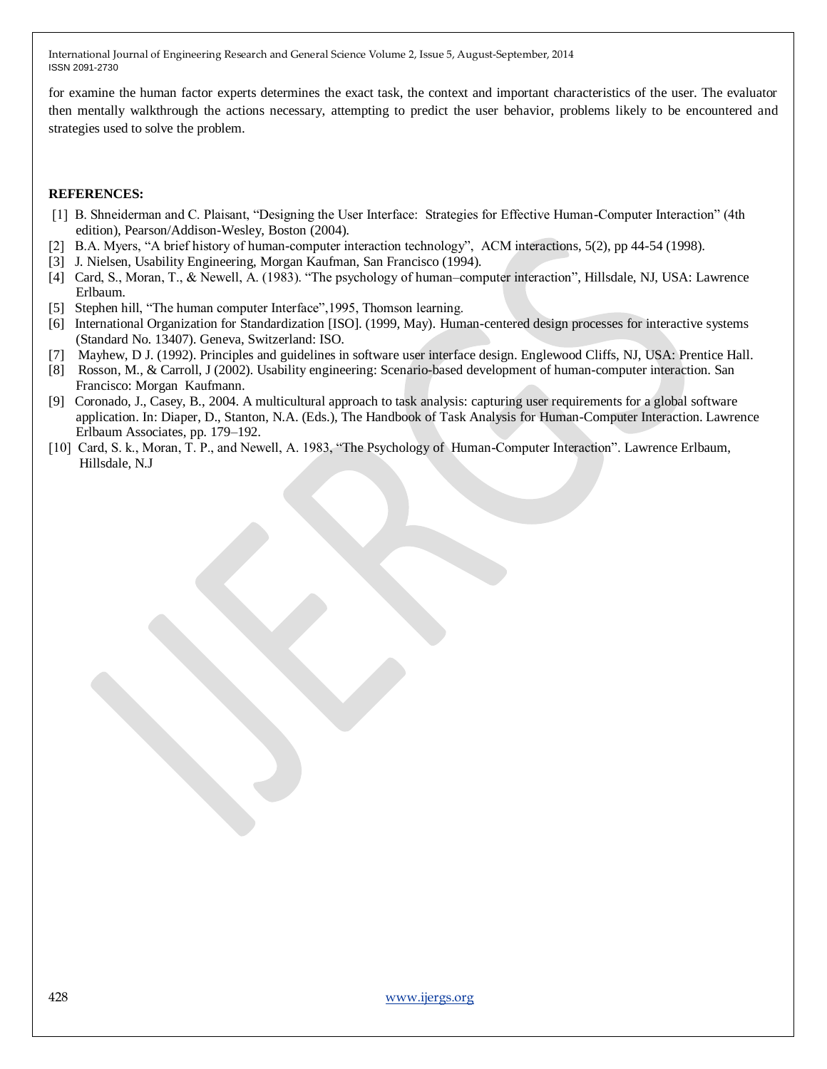for examine the human factor experts determines the exact task, the context and important characteristics of the user. The evaluator then mentally walkthrough the actions necessary, attempting to predict the user behavior, problems likely to be encountered and strategies used to solve the problem.

**REFERENCES:**

[1] B. Shneiderman and C. Plaisant, "Designing the User Interface: Strategies for Effective Human-Computer Interaction" (4th edition), Pearson/Addison-Wesley, Boston (2004).

[2] B.A. Myers, "A brief history of human-computer interaction technology", ACM interactions, 5(2), pp 44-54 (1998).

[3] J. Nielsen, Usability Engineering, Morgan Kaufman, San Francisco (1994).

[4] Card, S., Moran, T., & Newell, A. (1983). "The psychology of human–computer interaction", Hillsdale, NJ, USA: Lawrence Erlbaum.

[5] Stephen hill, "The human computer Interface",1995, Thomson learning.

[6] International Organization for Standardization [ISO]. (1999, May). Human-centered design processes for interactive systems (Standard No. 13407). Geneva, Switzerland: ISO.

[7] Mayhew, D J. (1992). Principles and guidelines in software user interface design. Englewood Cliffs, NJ, USA: Prentice Hall.

[8] Rosson, M., & Carroll, J (2002). Usability engineering: Scenario-based development of human-computer interaction. San Francisco: Morgan Kaufmann.

[9] Coronado, J., Casey, B., 2004. A multicultural approach to task analysis: capturing user requirements for a global software application. In: Diaper, D., Stanton, N.A. (Eds.), The Handbook of Task Analysis for Human-Computer Interaction. Lawrence Erlbaum Associates, pp. 179–192.

[10] Card, S. k., Moran, T. P., and Newell, A. 1983, "The Psychology of Human-Computer Interaction". Lawrence Erlbaum, Hillsdale, N.J